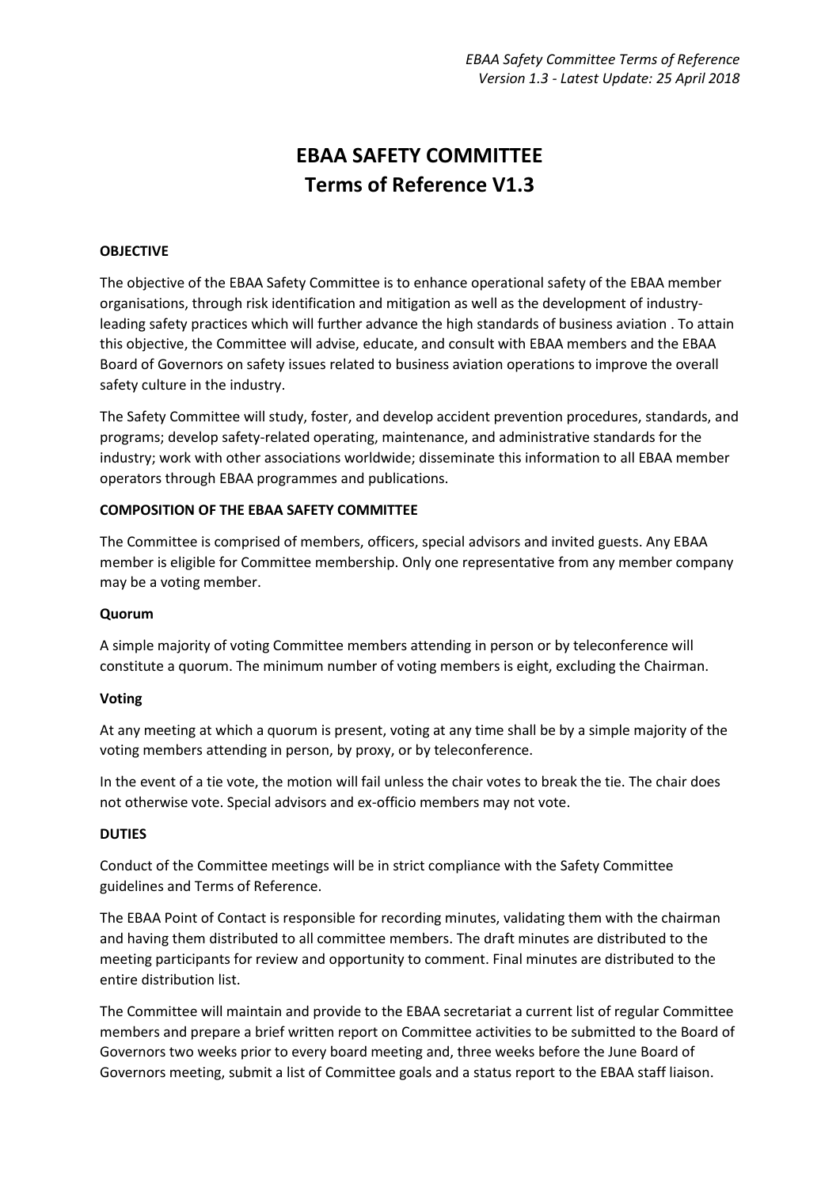# EBAA SAFETY COMMITTEE
# Terms of Reference V1.3

**OBJECTIVE**

The objective of the EBAA Safety Committee is to enhance operational safety of the EBAA member organisations, through risk identification and mitigation as well as the development of industry-leading safety practices which will further advance the high standards of business aviation . To attain this objective, the Committee will advise, educate, and consult with EBAA members and the EBAA Board of Governors on safety issues related to business aviation operations to improve the overall safety culture in the industry.

The Safety Committee will study, foster, and develop accident prevention procedures, standards, and programs; develop safety-related operating, maintenance, and administrative standards for the industry; work with other associations worldwide; disseminate this information to all EBAA member operators through EBAA programmes and publications.

**COMPOSITION OF THE EBAA SAFETY COMMITTEE**

The Committee is comprised of members, officers, special advisors and invited guests. Any EBAA member is eligible for Committee membership. Only one representative from any member company may be a voting member.

**Quorum**

A simple majority of voting Committee members attending in person or by teleconference will constitute a quorum. The minimum number of voting members is eight, excluding the Chairman.

**Voting**

At any meeting at which a quorum is present, voting at any time shall be by a simple majority of the voting members attending in person, by proxy, or by teleconference.

In the event of a tie vote, the motion will fail unless the chair votes to break the tie. The chair does not otherwise vote. Special advisors and ex-officio members may not vote.

**DUTIES**

Conduct of the Committee meetings will be in strict compliance with the Safety Committee guidelines and Terms of Reference.

The EBAA Point of Contact is responsible for recording minutes, validating them with the chairman and having them distributed to all committee members. The draft minutes are distributed to the meeting participants for review and opportunity to comment. Final minutes are distributed to the entire distribution list.

The Committee will maintain and provide to the EBAA secretariat a current list of regular Committee members and prepare a brief written report on Committee activities to be submitted to the Board of Governors two weeks prior to every board meeting and, three weeks before the June Board of Governors meeting, submit a list of Committee goals and a status report to the EBAA staff liaison.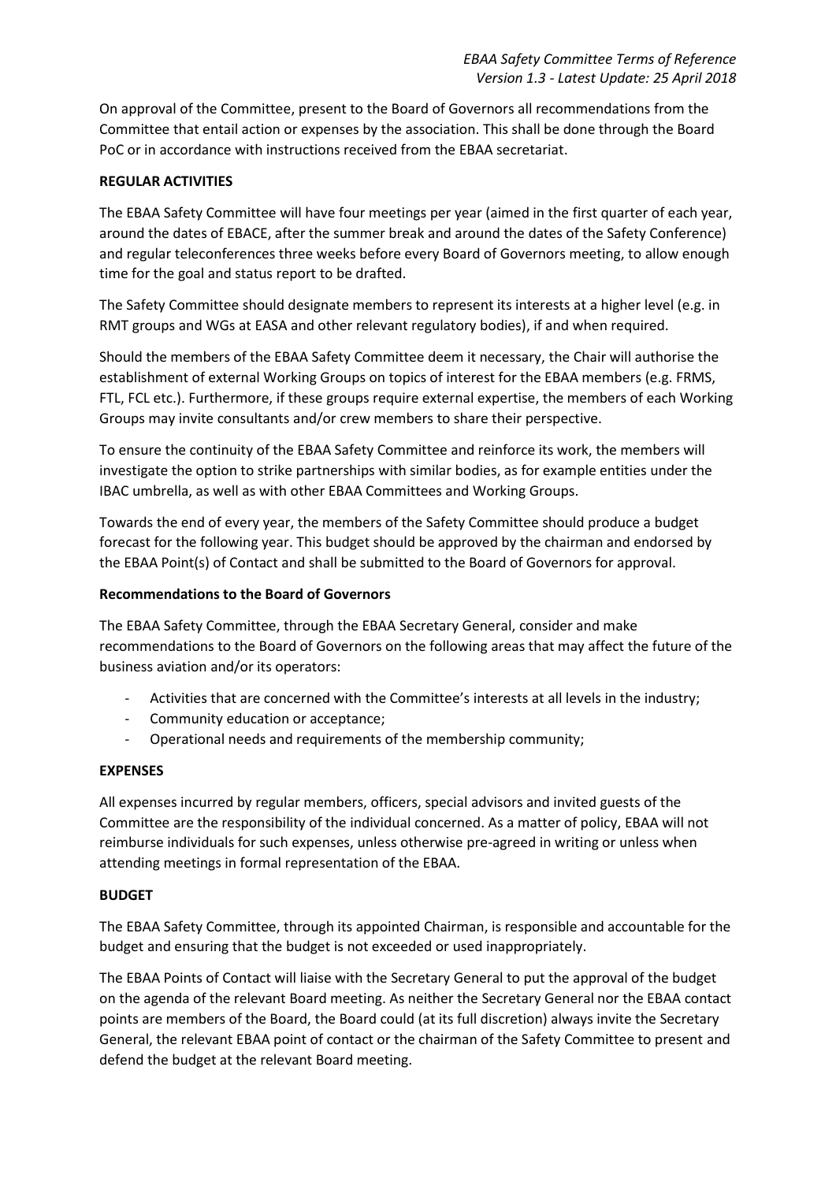On approval of the Committee, present to the Board of Governors all recommendations from the Committee that entail action or expenses by the association. This shall be done through the Board PoC or in accordance with instructions received from the EBAA secretariat.

**REGULAR ACTIVITIES**

The EBAA Safety Committee will have four meetings per year (aimed in the first quarter of each year, around the dates of EBACE, after the summer break and around the dates of the Safety Conference) and regular teleconferences three weeks before every Board of Governors meeting, to allow enough time for the goal and status report to be drafted.

The Safety Committee should designate members to represent its interests at a higher level (e.g. in RMT groups and WGs at EASA and other relevant regulatory bodies), if and when required.

Should the members of the EBAA Safety Committee deem it necessary, the Chair will authorise the establishment of external Working Groups on topics of interest for the EBAA members (e.g. FRMS, FTL, FCL etc.). Furthermore, if these groups require external expertise, the members of each Working Groups may invite consultants and/or crew members to share their perspective.

To ensure the continuity of the EBAA Safety Committee and reinforce its work, the members will investigate the option to strike partnerships with similar bodies, as for example entities under the IBAC umbrella, as well as with other EBAA Committees and Working Groups.

Towards the end of every year, the members of the Safety Committee should produce a budget forecast for the following year. This budget should be approved by the chairman and endorsed by the EBAA Point(s) of Contact and shall be submitted to the Board of Governors for approval.

**Recommendations to the Board of Governors**

The EBAA Safety Committee, through the EBAA Secretary General, consider and make recommendations to the Board of Governors on the following areas that may affect the future of the business aviation and/or its operators:

- Activities that are concerned with the Committee's interests at all levels in the industry;
- Community education or acceptance;
- Operational needs and requirements of the membership community;

**EXPENSES**

All expenses incurred by regular members, officers, special advisors and invited guests of the Committee are the responsibility of the individual concerned. As a matter of policy, EBAA will not reimburse individuals for such expenses, unless otherwise pre-agreed in writing or unless when attending meetings in formal representation of the EBAA.

**BUDGET**

The EBAA Safety Committee, through its appointed Chairman, is responsible and accountable for the budget and ensuring that the budget is not exceeded or used inappropriately.

The EBAA Points of Contact will liaise with the Secretary General to put the approval of the budget on the agenda of the relevant Board meeting. As neither the Secretary General nor the EBAA contact points are members of the Board, the Board could (at its full discretion) always invite the Secretary General, the relevant EBAA point of contact or the chairman of the Safety Committee to present and defend the budget at the relevant Board meeting.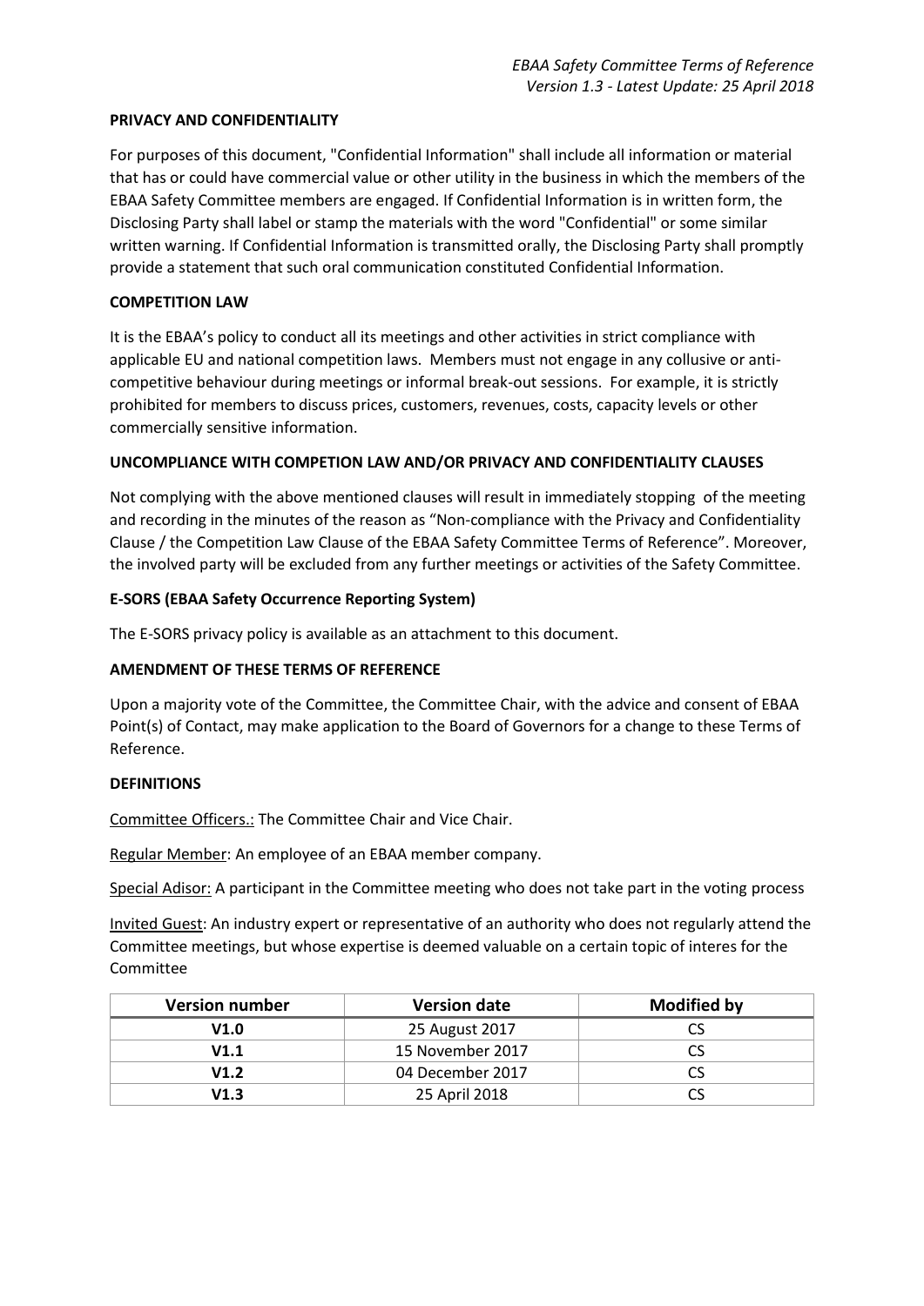**PRIVACY AND CONFIDENTIALITY**

For purposes of this document, "Confidential Information" shall include all information or material that has or could have commercial value or other utility in the business in which the members of the EBAA Safety Committee members are engaged. If Confidential Information is in written form, the Disclosing Party shall label or stamp the materials with the word "Confidential" or some similar written warning. If Confidential Information is transmitted orally, the Disclosing Party shall promptly provide a statement that such oral communication constituted Confidential Information.

**COMPETITION LAW**

It is the EBAA's policy to conduct all its meetings and other activities in strict compliance with applicable EU and national competition laws. Members must not engage in any collusive or anti-competitive behaviour during meetings or informal break-out sessions. For example, it is strictly prohibited for members to discuss prices, customers, revenues, costs, capacity levels or other commercially sensitive information.

**UNCOMPLIANCE WITH COMPETION LAW AND/OR PRIVACY AND CONFIDENTIALITY CLAUSES**

Not complying with the above mentioned clauses will result in immediately stopping of the meeting and recording in the minutes of the reason as "Non-compliance with the Privacy and Confidentiality Clause / the Competition Law Clause of the EBAA Safety Committee Terms of Reference". Moreover, the involved party will be excluded from any further meetings or activities of the Safety Committee.

**E-SORS (EBAA Safety Occurrence Reporting System)**

The E-SORS privacy policy is available as an attachment to this document.

**AMENDMENT OF THESE TERMS OF REFERENCE**

Upon a majority vote of the Committee, the Committee Chair, with the advice and consent of EBAA Point(s) of Contact, may make application to the Board of Governors for a change to these Terms of Reference.

**DEFINITIONS**

Committee Officers.: The Committee Chair and Vice Chair.

Regular Member: An employee of an EBAA member company.

Special Adisor: A participant in the Committee meeting who does not take part in the voting process

Invited Guest: An industry expert or representative of an authority who does not regularly attend the Committee meetings, but whose expertise is deemed valuable on a certain topic of interes for the Committee

| Version number | Version date | Modified by |
|---|---|---|
| V1.0 | 25 August 2017 | CS |
| V1.1 | 15 November 2017 | CS |
| V1.2 | 04 December 2017 | CS |
| V1.3 | 25 April 2018 | CS |